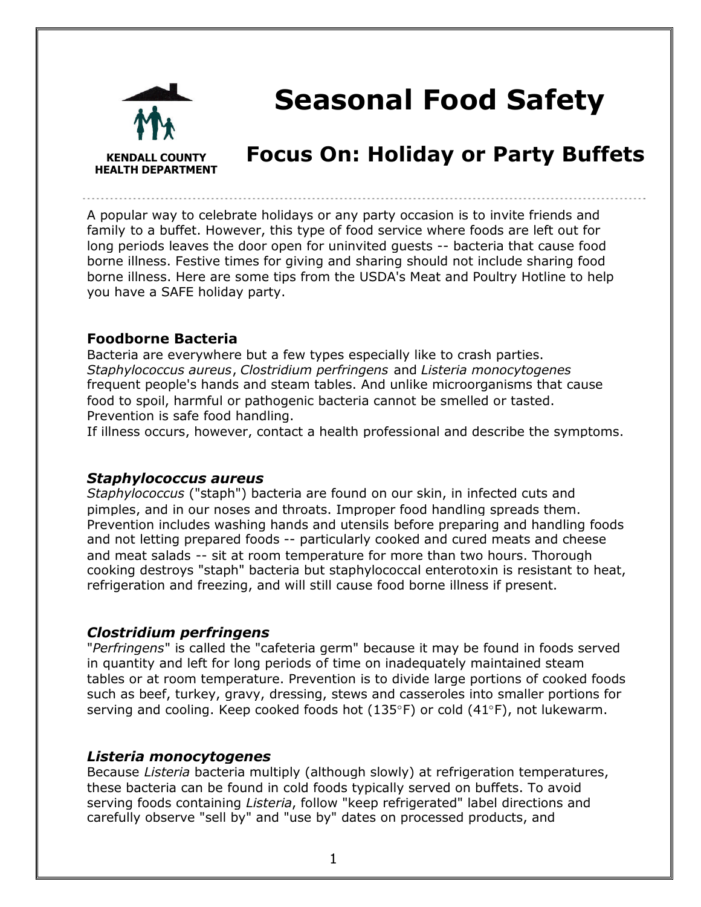KENDALL COUNTY HEALTH DEPARTMENT

# Seasonal Food Safety

## Focus On: Holiday or Party Buffets

A popular way to celebrate holidays or any party occasion is to invite friends and family to a buffet. However, this type of food service where foods are left out for long periods leaves the door open for uninvited guests -- bacteria that cause food borne illness. Festive times for giving and sharing should not include sharing food borne illness. Here are some tips from the USDA's Meat and Poultry Hotline to help you have a SAFE holiday party.

### Foodborne Bacteria

Bacteria are everywhere but a few types especially like to crash parties. *Staphylococcus aureus*, *Clostridium perfringens* and *Listeria monocytogenes* frequent people's hands and steam tables. And unlike microorganisms that cause food to spoil, harmful or pathogenic bacteria cannot be smelled or tasted. Prevention is safe food handling.
If illness occurs, however, contact a health professional and describe the symptoms.

### *Staphylococcus aureus*

*Staphylococcus* ("staph") bacteria are found on our skin, in infected cuts and pimples, and in our noses and throats. Improper food handling spreads them. Prevention includes washing hands and utensils before preparing and handling foods and not letting prepared foods -- particularly cooked and cured meats and cheese and meat salads -- sit at room temperature for more than two hours. Thorough cooking destroys "staph" bacteria but staphylococcal enterotoxin is resistant to heat, refrigeration and freezing, and will still cause food borne illness if present.

### *Clostridium perfringens*

"*Perfringens*" is called the "cafeteria germ" because it may be found in foods served in quantity and left for long periods of time on inadequately maintained steam tables or at room temperature. Prevention is to divide large portions of cooked foods such as beef, turkey, gravy, dressing, stews and casseroles into smaller portions for serving and cooling. Keep cooked foods hot (135°F) or cold (41°F), not lukewarm.

### *Listeria monocytogenes*

Because *Listeria* bacteria multiply (although slowly) at refrigeration temperatures, these bacteria can be found in cold foods typically served on buffets. To avoid serving foods containing *Listeria*, follow "keep refrigerated" label directions and carefully observe "sell by" and "use by" dates on processed products, and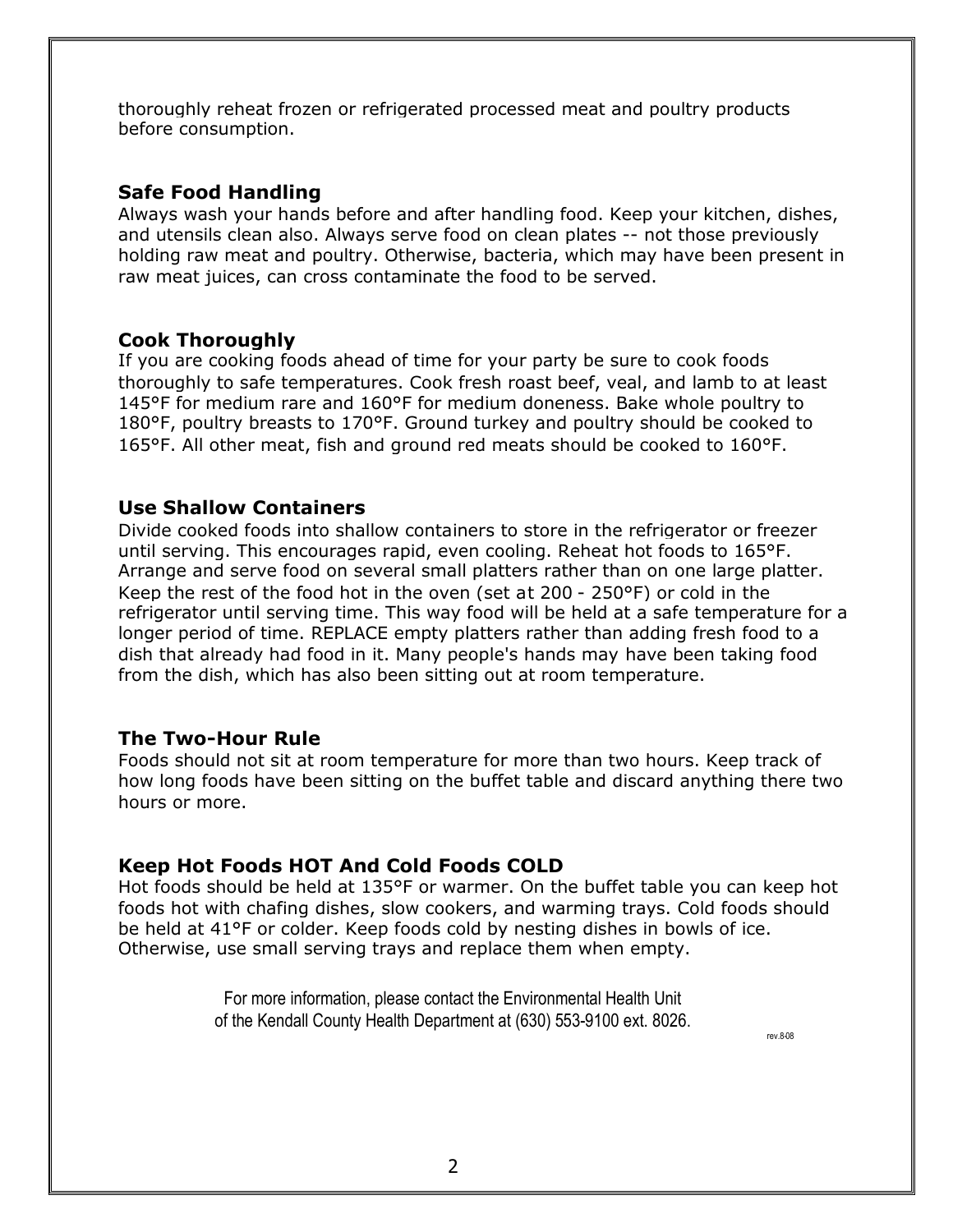thoroughly reheat frozen or refrigerated processed meat and poultry products before consumption.

## Safe Food Handling

Always wash your hands before and after handling food. Keep your kitchen, dishes, and utensils clean also. Always serve food on clean plates -- not those previously holding raw meat and poultry. Otherwise, bacteria, which may have been present in raw meat juices, can cross contaminate the food to be served.

## Cook Thoroughly

If you are cooking foods ahead of time for your party be sure to cook foods thoroughly to safe temperatures. Cook fresh roast beef, veal, and lamb to at least 145°F for medium rare and 160°F for medium doneness. Bake whole poultry to 180°F, poultry breasts to 170°F. Ground turkey and poultry should be cooked to 165°F. All other meat, fish and ground red meats should be cooked to 160°F.

## Use Shallow Containers

Divide cooked foods into shallow containers to store in the refrigerator or freezer until serving. This encourages rapid, even cooling. Reheat hot foods to 165°F. Arrange and serve food on several small platters rather than on one large platter. Keep the rest of the food hot in the oven (set at 200 - 250°F) or cold in the refrigerator until serving time. This way food will be held at a safe temperature for a longer period of time. REPLACE empty platters rather than adding fresh food to a dish that already had food in it. Many people's hands may have been taking food from the dish, which has also been sitting out at room temperature.

## The Two-Hour Rule

Foods should not sit at room temperature for more than two hours. Keep track of how long foods have been sitting on the buffet table and discard anything there two hours or more.

## Keep Hot Foods HOT And Cold Foods COLD

Hot foods should be held at 135°F or warmer. On the buffet table you can keep hot foods hot with chafing dishes, slow cookers, and warming trays. Cold foods should be held at 41°F or colder. Keep foods cold by nesting dishes in bowls of ice. Otherwise, use small serving trays and replace them when empty.

For more information, please contact the Environmental Health Unit of the Kendall County Health Department at (630) 553-9100 ext. 8026.

rev.8-08